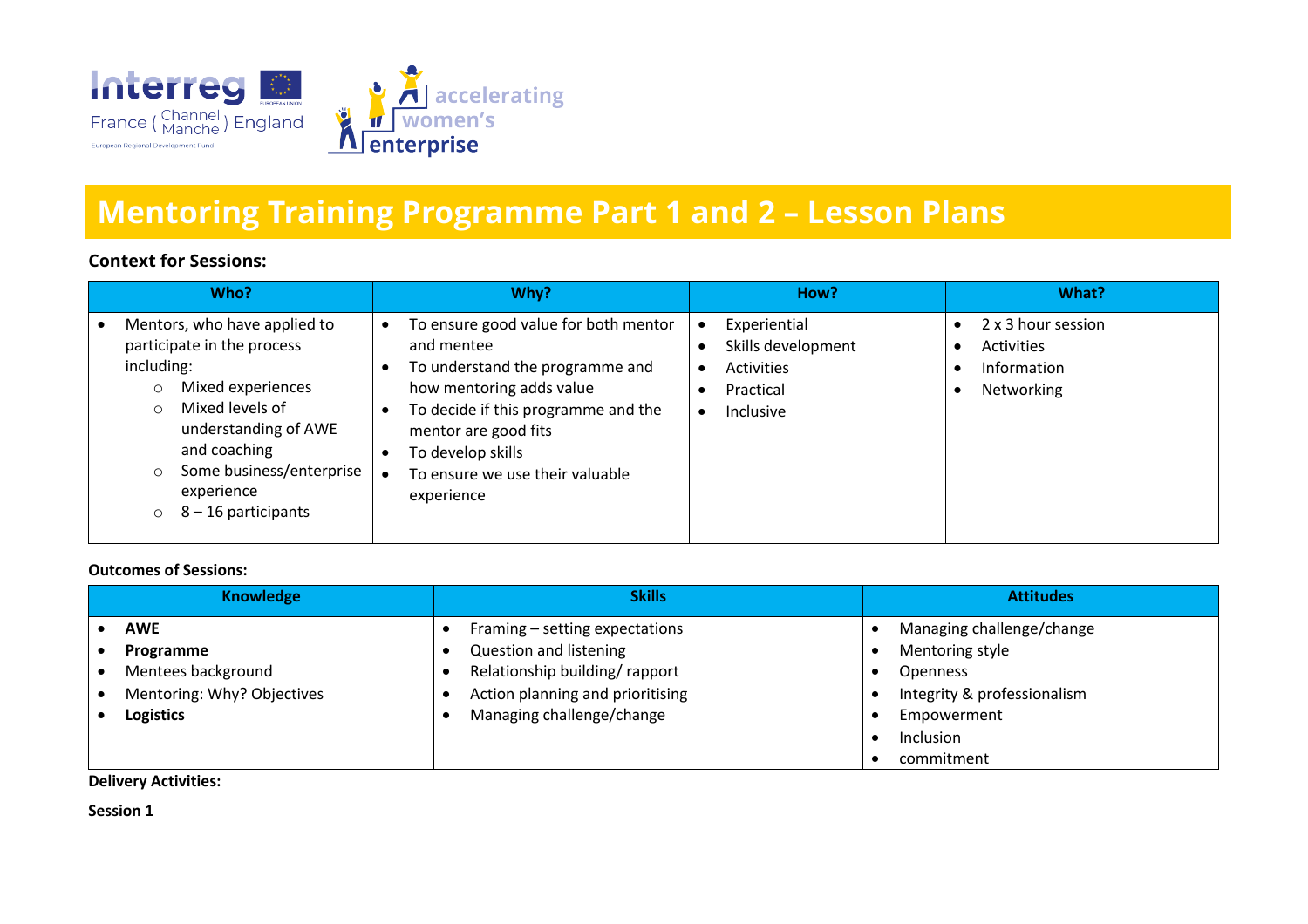# Mentoring Training Programme Part 1 and 2 – Lesson Plans

**Context for Sessions:**

| Who? | Why? | How? | What? |
|---|---|---|---|
| • Mentors, who have applied to participate in the process including:<br>  ○ Mixed experiences<br>  ○ Mixed levels of understanding of AWE and coaching<br>  ○ Some business/enterprise experience<br>  ○ 8 – 16 participants | • To ensure good value for both mentor and mentee<br>• To understand the programme and how mentoring adds value<br>• To decide if this programme and the mentor are good fits<br>• To develop skills<br>• To ensure we use their valuable experience | • Experiential<br>• Skills development<br>• Activities<br>• Practical<br>• Inclusive | • 2 x 3 hour session<br>• Activities<br>• Information<br>• Networking |

**Outcomes of Sessions:**

| Knowledge | Skills | Attitudes |
|---|---|---|
| • **AWE**<br>• **Programme**<br>• Mentees background<br>• Mentoring: Why? Objectives<br>• **Logistics** | • Framing – setting expectations<br>• Question and listening<br>• Relationship building/ rapport<br>• Action planning and prioritising<br>• Managing challenge/change | • Managing challenge/change<br>• Mentoring style<br>• Openness<br>• Integrity & professionalism<br>• Empowerment<br>• Inclusion<br>• commitment |

**Delivery Activities:**

**Session 1**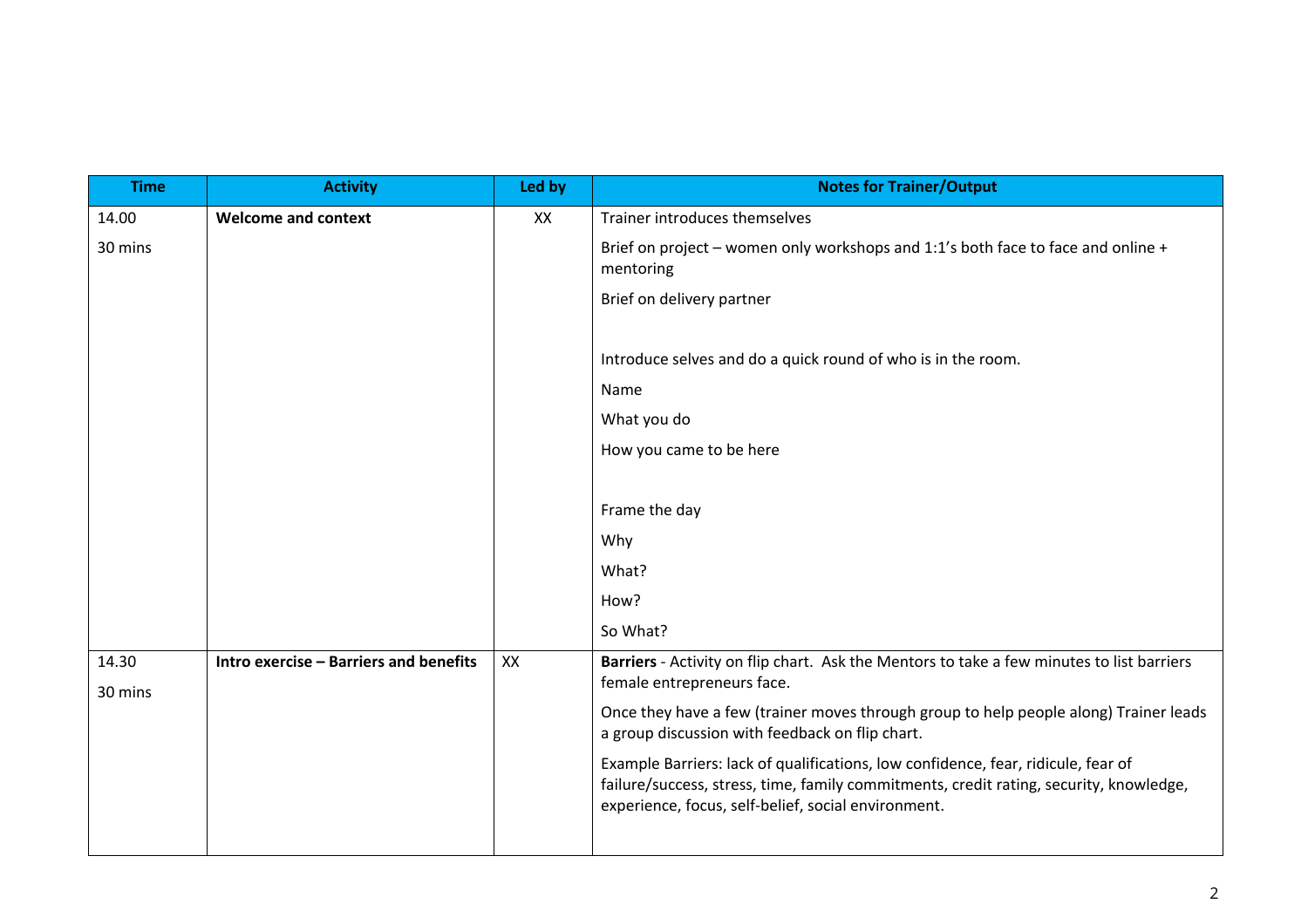| Time | Activity | Led by | Notes for Trainer/Output |
|---|---|---|---|
| 14.00<br><br>30 mins | **Welcome and context** | XX | Trainer introduces themselves<br><br>Brief on project – women only workshops and 1:1's both face to face and online + mentoring<br><br>Brief on delivery partner<br><br><br>Introduce selves and do a quick round of who is in the room.<br><br>Name<br><br>What you do<br><br>How you came to be here<br><br><br>Frame the day<br><br>Why<br><br>What?<br><br>How?<br><br>So What? |
| 14.30<br><br>30 mins | **Intro exercise – Barriers and benefits** | XX | **Barriers** - Activity on flip chart. Ask the Mentors to take a few minutes to list barriers female entrepreneurs face.<br><br>Once they have a few (trainer moves through group to help people along) Trainer leads a group discussion with feedback on flip chart.<br><br>Example Barriers: lack of qualifications, low confidence, fear, ridicule, fear of failure/success, stress, time, family commitments, credit rating, security, knowledge, experience, focus, self-belief, social environment. |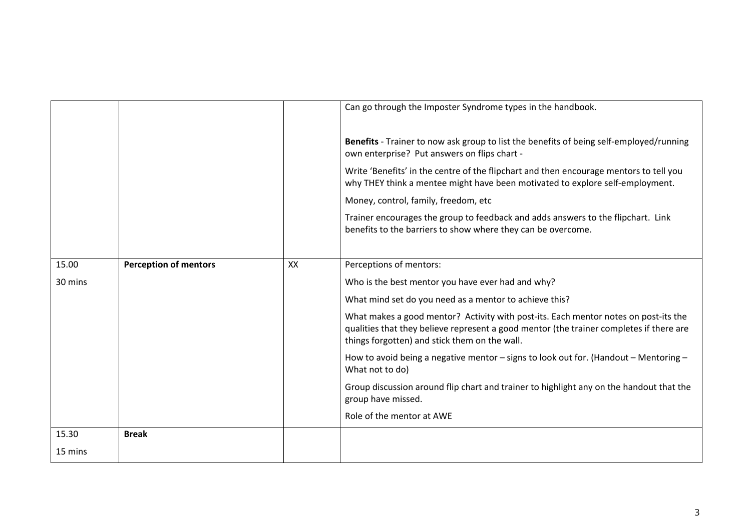|  |  |  |  |
|---|---|---|---|
|  |  |  | Can go through the Imposter Syndrome types in the handbook.<br><br>**Benefits** - Trainer to now ask group to list the benefits of being self-employed/running own enterprise? Put answers on flips chart -<br><br>Write 'Benefits' in the centre of the flipchart and then encourage mentors to tell you why THEY think a mentee might have been motivated to explore self-employment.<br><br>Money, control, family, freedom, etc<br><br>Trainer encourages the group to feedback and adds answers to the flipchart. Link benefits to the barriers to show where they can be overcome. |
| 15.00<br><br>30 mins | **Perception of mentors** | XX | Perceptions of mentors:<br><br>Who is the best mentor you have ever had and why?<br><br>What mind set do you need as a mentor to achieve this?<br><br>What makes a good mentor? Activity with post-its. Each mentor notes on post-its the qualities that they believe represent a good mentor (the trainer completes if there are things forgotten) and stick them on the wall.<br><br>How to avoid being a negative mentor – signs to look out for. (Handout – Mentoring – What not to do)<br><br>Group discussion around flip chart and trainer to highlight any on the handout that the group have missed.<br><br>Role of the mentor at AWE |
| 15.30<br><br>15 mins | **Break** |  |  |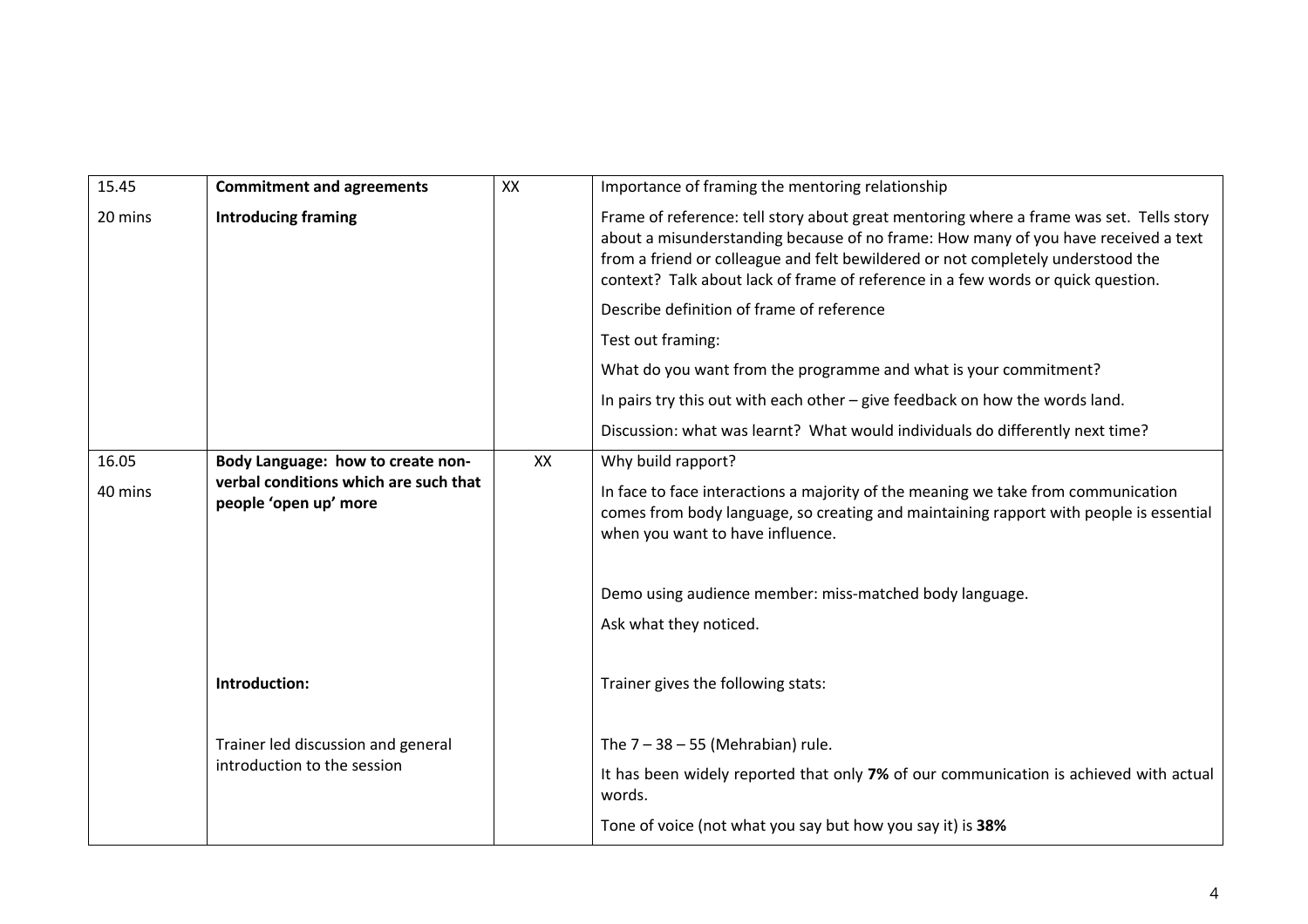| | | | |
|---|---|---|---|
| 15.45<br><br>20 mins | **Commitment and agreements**<br><br>**Introducing framing** | XX | Importance of framing the mentoring relationship<br><br>Frame of reference: tell story about great mentoring where a frame was set. Tells story about a misunderstanding because of no frame: How many of you have received a text from a friend or colleague and felt bewildered or not completely understood the context? Talk about lack of frame of reference in a few words or quick question.<br><br>Describe definition of frame of reference<br><br>Test out framing:<br><br>What do you want from the programme and what is your commitment?<br><br>In pairs try this out with each other – give feedback on how the words land.<br><br>Discussion: what was learnt? What would individuals do differently next time? |
| 16.05<br><br>40 mins | **Body Language: how to create non-verbal conditions which are such that people 'open up' more**<br><br><br><br><br><br>**Introduction:**<br><br>Trainer led discussion and general introduction to the session | XX | Why build rapport?<br><br>In face to face interactions a majority of the meaning we take from communication comes from body language, so creating and maintaining rapport with people is essential when you want to have influence.<br><br>Demo using audience member: miss-matched body language.<br><br>Ask what they noticed.<br><br>Trainer gives the following stats:<br><br>The 7 – 38 – 55 (Mehrabian) rule.<br><br>It has been widely reported that only **7%** of our communication is achieved with actual words.<br><br>Tone of voice (not what you say but how you say it) is **38%** |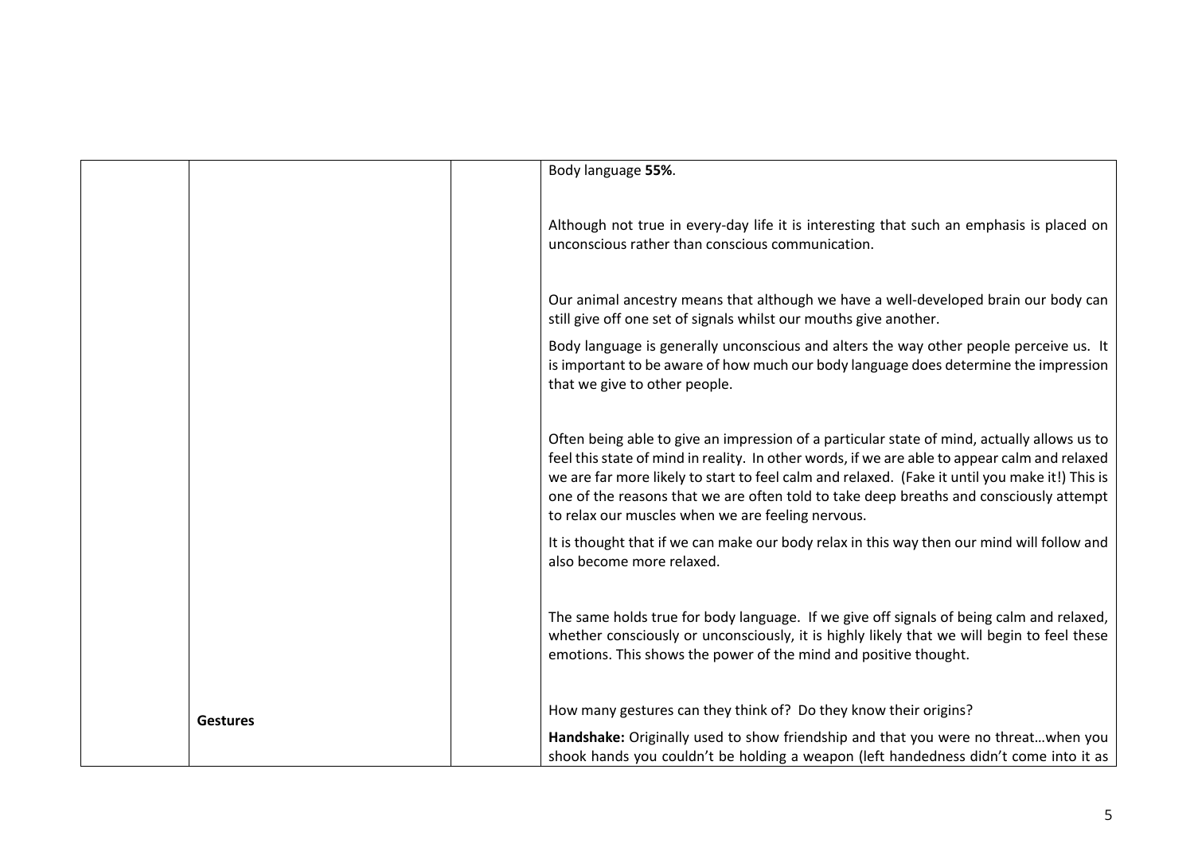| | | | |
|---|---|---|---|
| | | | Body language **55%**.<br><br>Although not true in every-day life it is interesting that such an emphasis is placed on unconscious rather than conscious communication.<br><br>Our animal ancestry means that although we have a well-developed brain our body can still give off one set of signals whilst our mouths give another.<br><br>Body language is generally unconscious and alters the way other people perceive us. It is important to be aware of how much our body language does determine the impression that we give to other people.<br><br>Often being able to give an impression of a particular state of mind, actually allows us to feel this state of mind in reality. In other words, if we are able to appear calm and relaxed we are far more likely to start to feel calm and relaxed. (Fake it until you make it!) This is one of the reasons that we are often told to take deep breaths and consciously attempt to relax our muscles when we are feeling nervous.<br><br>It is thought that if we can make our body relax in this way then our mind will follow and also become more relaxed.<br><br>The same holds true for body language. If we give off signals of being calm and relaxed, whether consciously or unconsciously, it is highly likely that we will begin to feel these emotions. This shows the power of the mind and positive thought. |
| | **Gestures** | | How many gestures can they think of? Do they know their origins?<br><br>**Handshake:** Originally used to show friendship and that you were no threat…when you shook hands you couldn't be holding a weapon (left handedness didn't come into it as |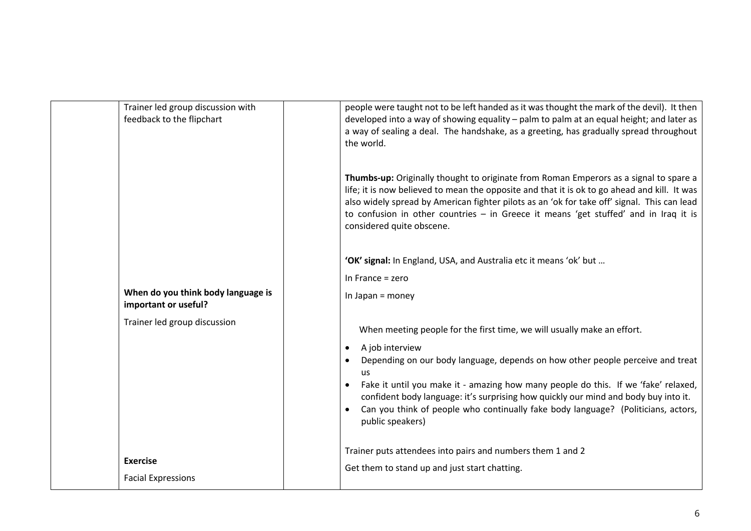| | | | |
|---|---|---|---|
| | Trainer led group discussion with feedback to the flipchart | | people were taught not to be left handed as it was thought the mark of the devil). It then developed into a way of showing equality – palm to palm at an equal height; and later as a way of sealing a deal. The handshake, as a greeting, has gradually spread throughout the world.<br><br>**Thumbs-up:** Originally thought to originate from Roman Emperors as a signal to spare a life; it is now believed to mean the opposite and that it is ok to go ahead and kill. It was also widely spread by American fighter pilots as an 'ok for take off' signal. This can lead to confusion in other countries – in Greece it means 'get stuffed' and in Iraq it is considered quite obscene.<br><br>**'OK' signal:** In England, USA, and Australia etc it means 'ok' but …<br>In France = zero<br>In Japan = money |
| | **When do you think body language is important or useful?**<br><br>Trainer led group discussion | | When meeting people for the first time, we will usually make an effort.<br>• A job interview<br>• Depending on our body language, depends on how other people perceive and treat us<br>• Fake it until you make it - amazing how many people do this. If we 'fake' relaxed, confident body language: it's surprising how quickly our mind and body buy into it.<br>• Can you think of people who continually fake body language? (Politicians, actors, public speakers) |
| | **Exercise**<br><br>Facial Expressions | | Trainer puts attendees into pairs and numbers them 1 and 2<br>Get them to stand up and just start chatting. |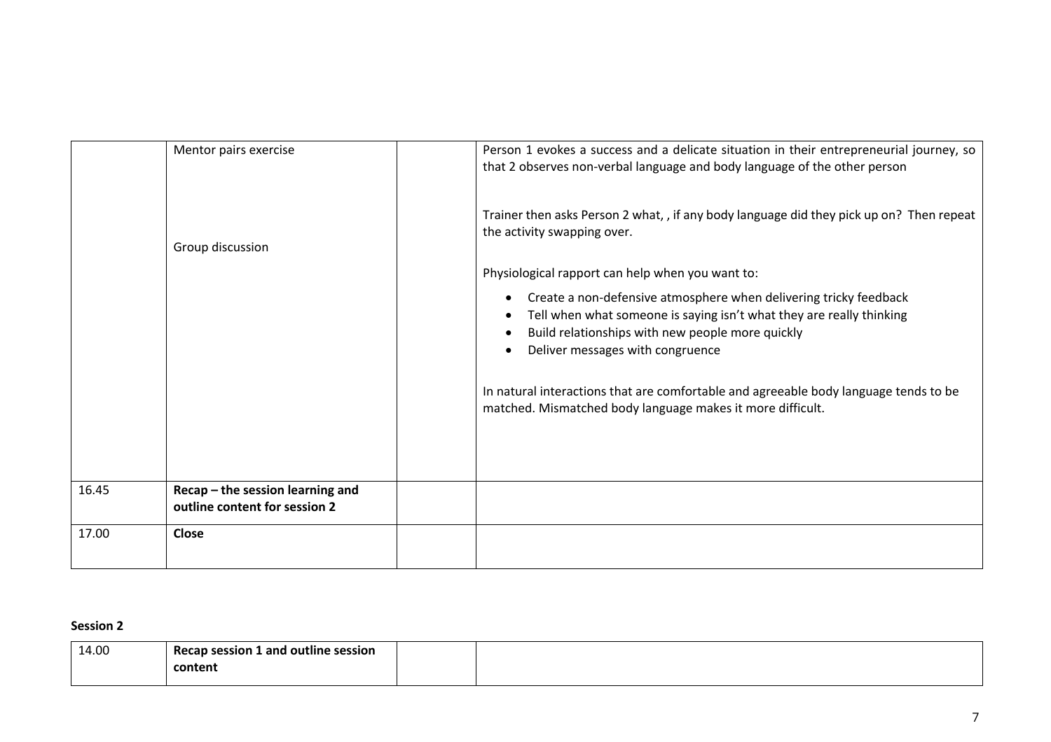| | | | |
|---|---|---|---|
| | Mentor pairs exercise<br><br>Group discussion | | Person 1 evokes a success and a delicate situation in their entrepreneurial journey, so that 2 observes non-verbal language and body language of the other person<br><br>Trainer then asks Person 2 what, , if any body language did they pick up on? Then repeat the activity swapping over.<br><br>Physiological rapport can help when you want to:<br>• Create a non-defensive atmosphere when delivering tricky feedback<br>• Tell when what someone is saying isn't what they are really thinking<br>• Build relationships with new people more quickly<br>• Deliver messages with congruence<br><br>In natural interactions that are comfortable and agreeable body language tends to be matched. Mismatched body language makes it more difficult. |
| 16.45 | **Recap – the session learning and outline content for session 2** | | |
| 17.00 | **Close** | | |

**Session 2**

| | | | |
|---|---|---|---|
| 14.00 | **Recap session 1 and outline session content** | | |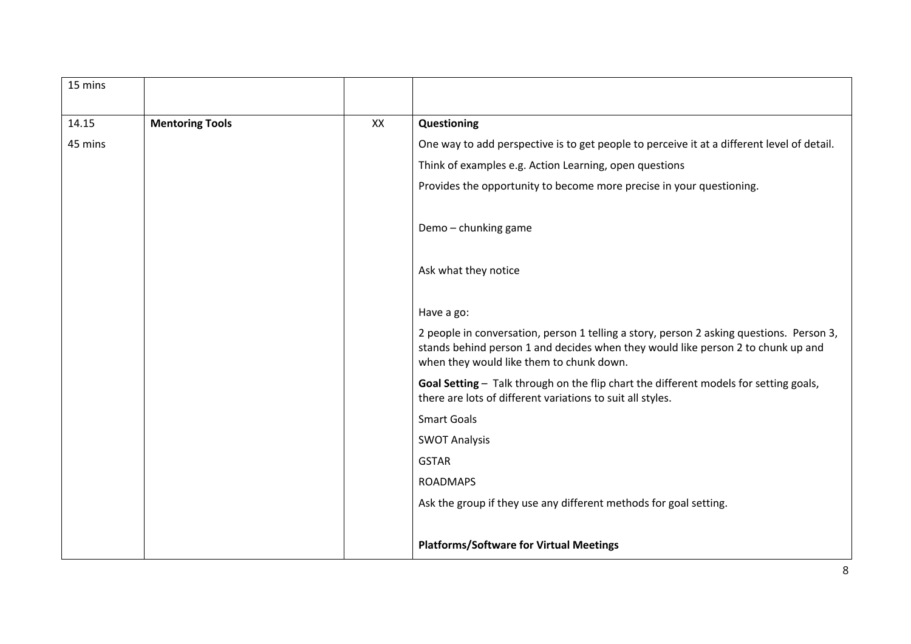| | | | |
|---|---|---|---|
| 15 mins | | | |
| 14.15<br><br>45 mins | **Mentoring Tools** | XX | **Questioning**<br><br>One way to add perspective is to get people to perceive it at a different level of detail.<br><br>Think of examples e.g. Action Learning, open questions<br><br>Provides the opportunity to become more precise in your questioning.<br><br>Demo – chunking game<br><br>Ask what they notice<br><br>Have a go:<br><br>2 people in conversation, person 1 telling a story, person 2 asking questions. Person 3, stands behind person 1 and decides when they would like person 2 to chunk up and when they would like them to chunk down.<br><br>**Goal Setting** – Talk through on the flip chart the different models for setting goals, there are lots of different variations to suit all styles.<br><br>Smart Goals<br><br>SWOT Analysis<br><br>GSTAR<br><br>ROADMAPS<br><br>Ask the group if they use any different methods for goal setting.<br><br>**Platforms/Software for Virtual Meetings** |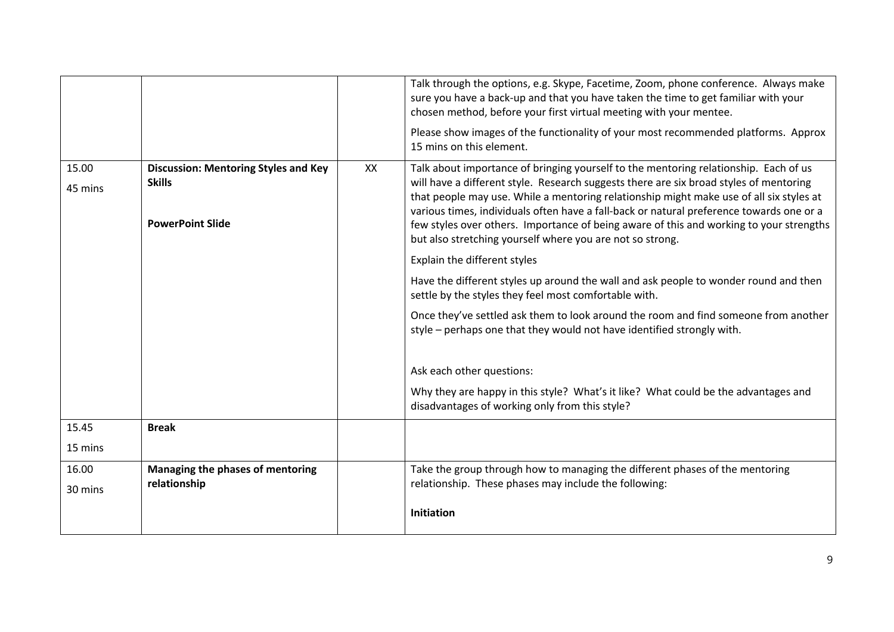| | | | |
|---|---|---|---|
| | | | Talk through the options, e.g. Skype, Facetime, Zoom, phone conference. Always make sure you have a back-up and that you have taken the time to get familiar with your chosen method, before your first virtual meeting with your mentee.<br><br>Please show images of the functionality of your most recommended platforms. Approx 15 mins on this element. |
| 15.00<br><br>45 mins | **Discussion: Mentoring Styles and Key Skills**<br><br>**PowerPoint Slide** | XX | Talk about importance of bringing yourself to the mentoring relationship. Each of us will have a different style. Research suggests there are six broad styles of mentoring that people may use. While a mentoring relationship might make use of all six styles at various times, individuals often have a fall-back or natural preference towards one or a few styles over others. Importance of being aware of this and working to your strengths but also stretching yourself where you are not so strong.<br><br>Explain the different styles<br><br>Have the different styles up around the wall and ask people to wonder round and then settle by the styles they feel most comfortable with.<br><br>Once they've settled ask them to look around the room and find someone from another style – perhaps one that they would not have identified strongly with.<br><br>Ask each other questions:<br><br>Why they are happy in this style? What's it like? What could be the advantages and disadvantages of working only from this style? |
| 15.45<br><br>15 mins | **Break** | | |
| 16.00<br><br>30 mins | **Managing the phases of mentoring relationship** | | Take the group through how to managing the different phases of the mentoring relationship. These phases may include the following:<br><br>**Initiation** |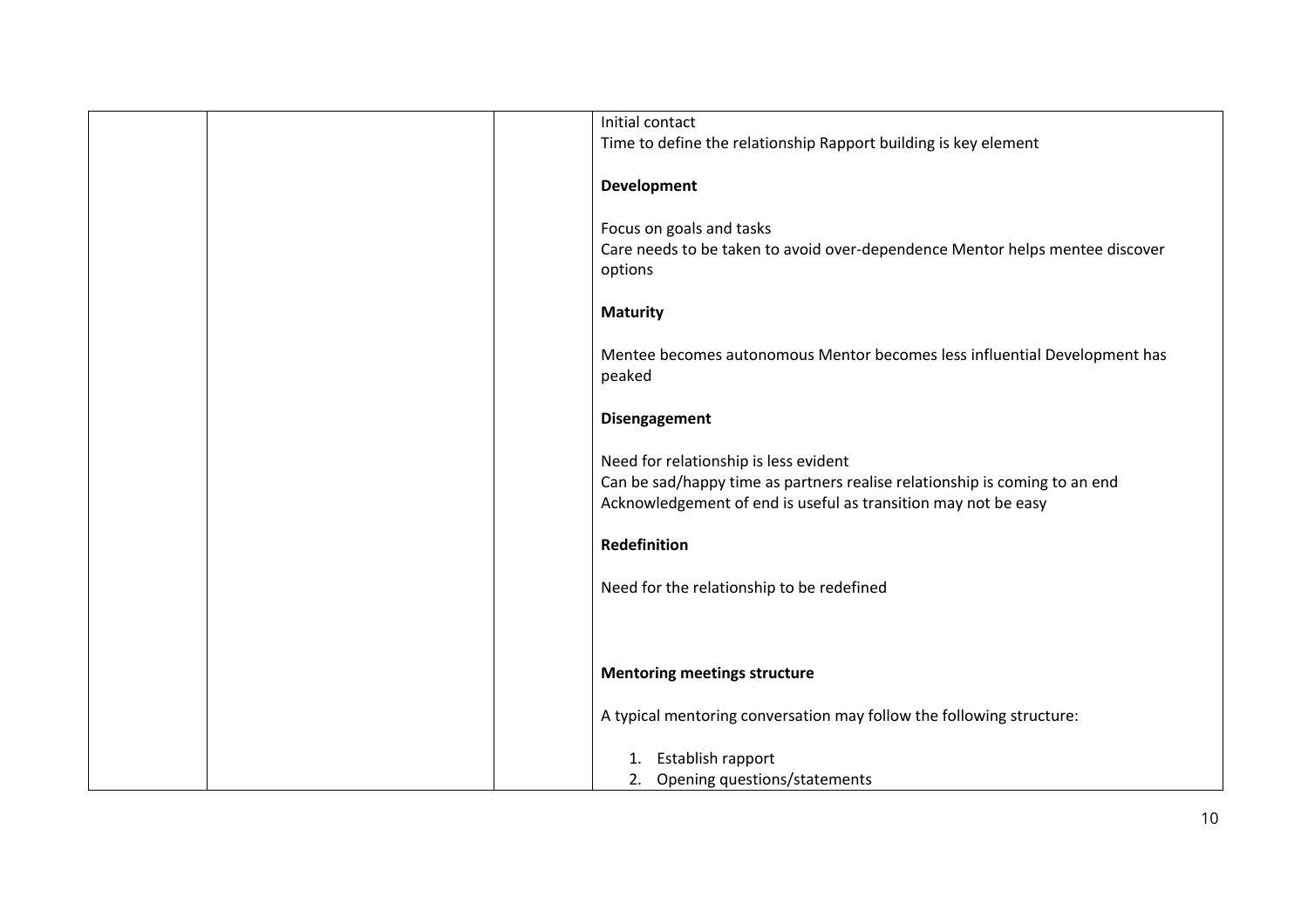| | | | Initial contact<br>Time to define the relationship Rapport building is key element<br><br>**Development**<br><br>Focus on goals and tasks<br>Care needs to be taken to avoid over-dependence Mentor helps mentee discover options<br><br>**Maturity**<br><br>Mentee becomes autonomous Mentor becomes less influential Development has peaked<br><br>**Disengagement**<br><br>Need for relationship is less evident<br>Can be sad/happy time as partners realise relationship is coming to an end<br>Acknowledgement of end is useful as transition may not be easy<br><br>**Redefinition**<br><br>Need for the relationship to be redefined<br><br>**Mentoring meetings structure**<br><br>A typical mentoring conversation may follow the following structure:<br><br>1. Establish rapport<br>2. Opening questions/statements |
|---|---|---|---|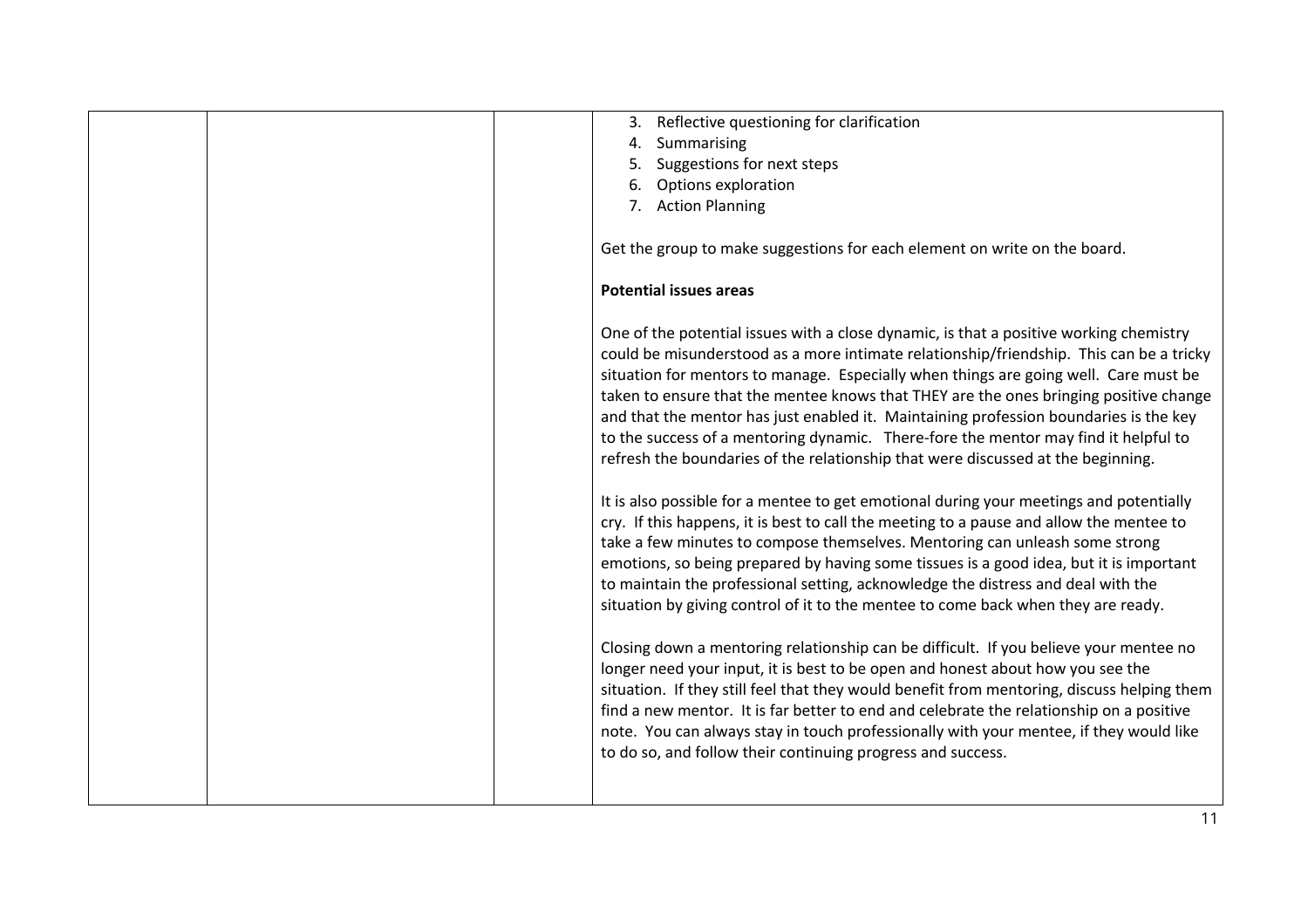| | | | 3. Reflective questioning for clarification<br>4. Summarising<br>5. Suggestions for next steps<br>6. Options exploration<br>7. Action Planning<br><br>Get the group to make suggestions for each element on write on the board.<br><br>**Potential issues areas**<br><br>One of the potential issues with a close dynamic, is that a positive working chemistry could be misunderstood as a more intimate relationship/friendship. This can be a tricky situation for mentors to manage. Especially when things are going well. Care must be taken to ensure that the mentee knows that THEY are the ones bringing positive change and that the mentor has just enabled it. Maintaining profession boundaries is the key to the success of a mentoring dynamic. There-fore the mentor may find it helpful to refresh the boundaries of the relationship that were discussed at the beginning.<br><br>It is also possible for a mentee to get emotional during your meetings and potentially cry. If this happens, it is best to call the meeting to a pause and allow the mentee to take a few minutes to compose themselves. Mentoring can unleash some strong emotions, so being prepared by having some tissues is a good idea, but it is important to maintain the professional setting, acknowledge the distress and deal with the situation by giving control of it to the mentee to come back when they are ready.<br><br>Closing down a mentoring relationship can be difficult. If you believe your mentee no longer need your input, it is best to be open and honest about how you see the situation. If they still feel that they would benefit from mentoring, discuss helping them find a new mentor. It is far better to end and celebrate the relationship on a positive note. You can always stay in touch professionally with your mentee, if they would like to do so, and follow their continuing progress and success. |
|---|---|---|---|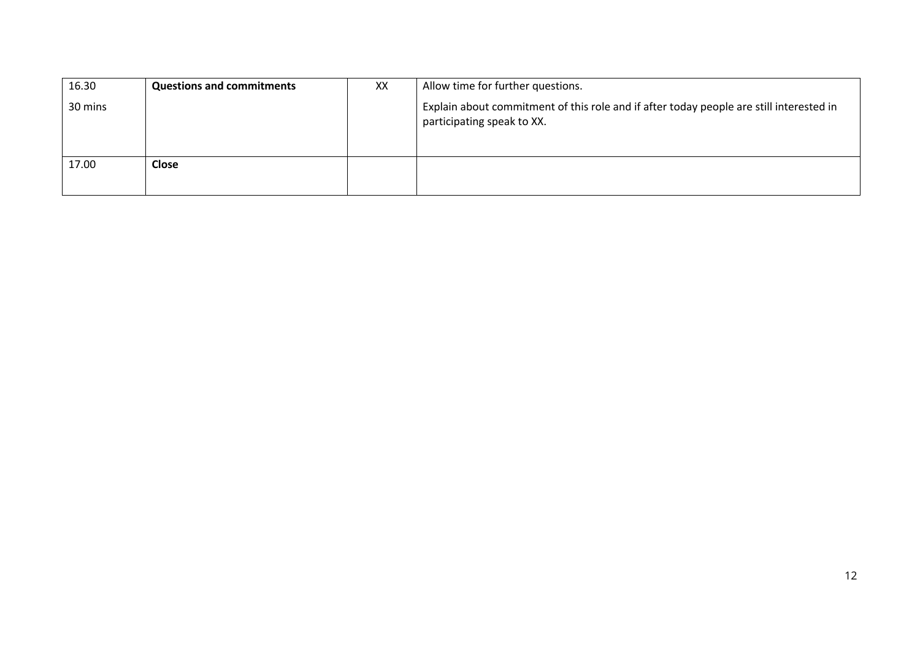| | | | |
|---|---|---|---|
| 16.30<br><br>30 mins | **Questions and commitments** | XX | Allow time for further questions.<br><br>Explain about commitment of this role and if after today people are still interested in participating speak to XX. |
| 17.00 | **Close** | | |